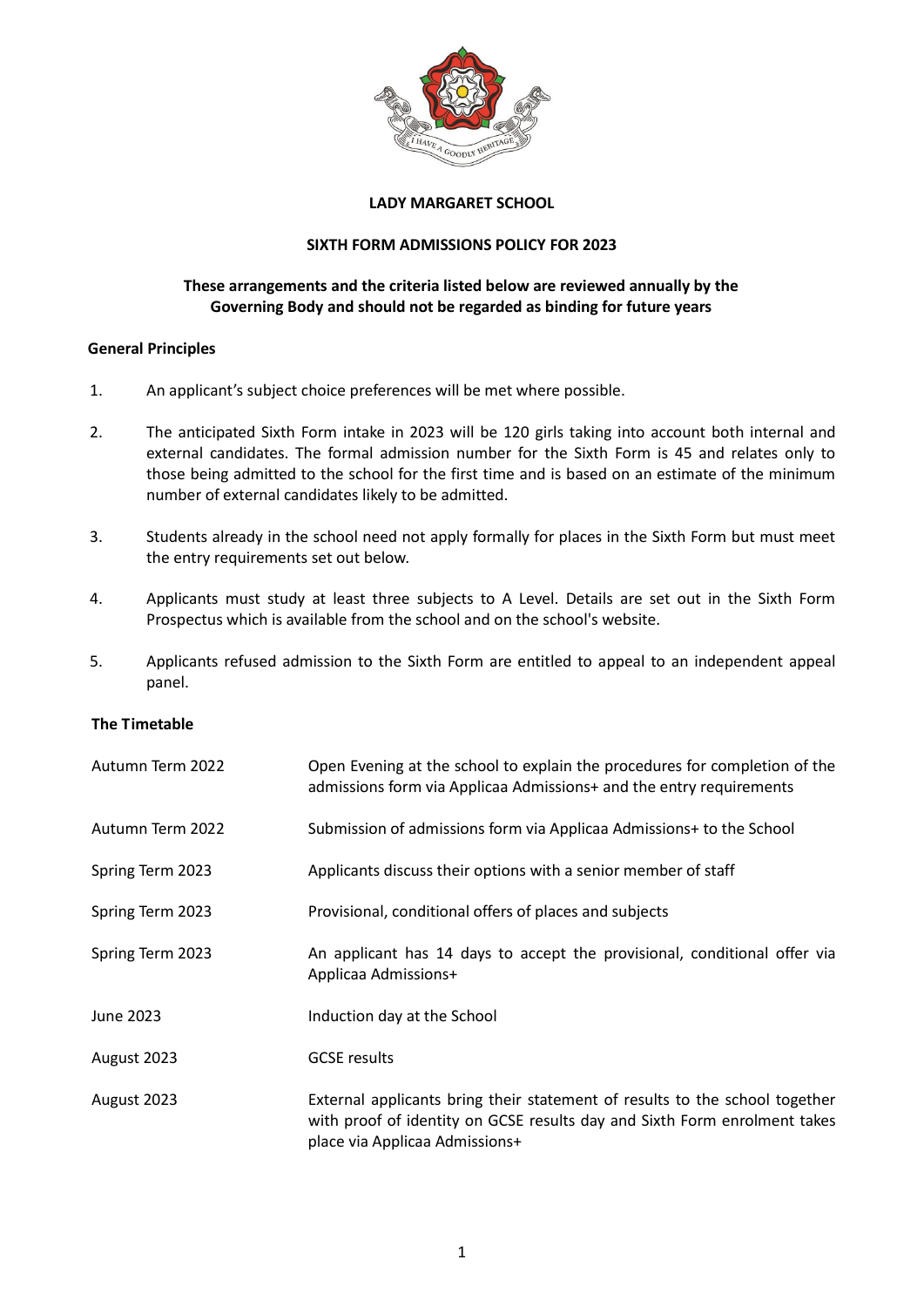# LADY MARGARET SCHOOL

## SIXTH FORM ADMISSIONS POLICY FOR 2023

**These arrangements and the criteria listed below are reviewed annually by the Governing Body and should not be regarded as binding for future years**

### General Principles

1. An applicant's subject choice preferences will be met where possible.

2. The anticipated Sixth Form intake in 2023 will be 120 girls taking into account both internal and external candidates. The formal admission number for the Sixth Form is 45 and relates only to those being admitted to the school for the first time and is based on an estimate of the minimum number of external candidates likely to be admitted.

3. Students already in the school need not apply formally for places in the Sixth Form but must meet the entry requirements set out below.

4. Applicants must study at least three subjects to A Level. Details are set out in the Sixth Form Prospectus which is available from the school and on the school's website.

5. Applicants refused admission to the Sixth Form are entitled to appeal to an independent appeal panel.

### The Timetable

| | |
|---|---|
| Autumn Term 2022 | Open Evening at the school to explain the procedures for completion of the admissions form via Applicaa Admissions+ and the entry requirements |
| Autumn Term 2022 | Submission of admissions form via Applicaa Admissions+ to the School |
| Spring Term 2023 | Applicants discuss their options with a senior member of staff |
| Spring Term 2023 | Provisional, conditional offers of places and subjects |
| Spring Term 2023 | An applicant has 14 days to accept the provisional, conditional offer via Applicaa Admissions+ |
| June 2023 | Induction day at the School |
| August 2023 | GCSE results |
| August 2023 | External applicants bring their statement of results to the school together with proof of identity on GCSE results day and Sixth Form enrolment takes place via Applicaa Admissions+ |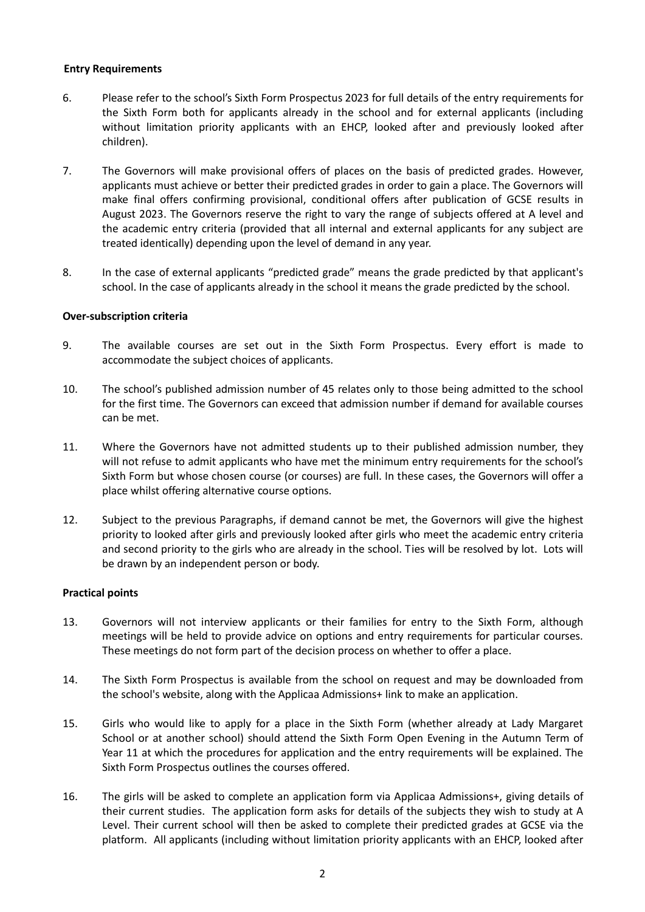**Entry Requirements**

6. Please refer to the school's Sixth Form Prospectus 2023 for full details of the entry requirements for the Sixth Form both for applicants already in the school and for external applicants (including without limitation priority applicants with an EHCP, looked after and previously looked after children).

7. The Governors will make provisional offers of places on the basis of predicted grades. However, applicants must achieve or better their predicted grades in order to gain a place. The Governors will make final offers confirming provisional, conditional offers after publication of GCSE results in August 2023. The Governors reserve the right to vary the range of subjects offered at A level and the academic entry criteria (provided that all internal and external applicants for any subject are treated identically) depending upon the level of demand in any year.

8. In the case of external applicants "predicted grade" means the grade predicted by that applicant's school. In the case of applicants already in the school it means the grade predicted by the school.

**Over-subscription criteria**

9. The available courses are set out in the Sixth Form Prospectus. Every effort is made to accommodate the subject choices of applicants.

10. The school's published admission number of 45 relates only to those being admitted to the school for the first time. The Governors can exceed that admission number if demand for available courses can be met.

11. Where the Governors have not admitted students up to their published admission number, they will not refuse to admit applicants who have met the minimum entry requirements for the school's Sixth Form but whose chosen course (or courses) are full. In these cases, the Governors will offer a place whilst offering alternative course options.

12. Subject to the previous Paragraphs, if demand cannot be met, the Governors will give the highest priority to looked after girls and previously looked after girls who meet the academic entry criteria and second priority to the girls who are already in the school. Ties will be resolved by lot. Lots will be drawn by an independent person or body.

**Practical points**

13. Governors will not interview applicants or their families for entry to the Sixth Form, although meetings will be held to provide advice on options and entry requirements for particular courses. These meetings do not form part of the decision process on whether to offer a place.

14. The Sixth Form Prospectus is available from the school on request and may be downloaded from the school's website, along with the Applicaa Admissions+ link to make an application.

15. Girls who would like to apply for a place in the Sixth Form (whether already at Lady Margaret School or at another school) should attend the Sixth Form Open Evening in the Autumn Term of Year 11 at which the procedures for application and the entry requirements will be explained. The Sixth Form Prospectus outlines the courses offered.

16. The girls will be asked to complete an application form via Applicaa Admissions+, giving details of their current studies. The application form asks for details of the subjects they wish to study at A Level. Their current school will then be asked to complete their predicted grades at GCSE via the platform. All applicants (including without limitation priority applicants with an EHCP, looked after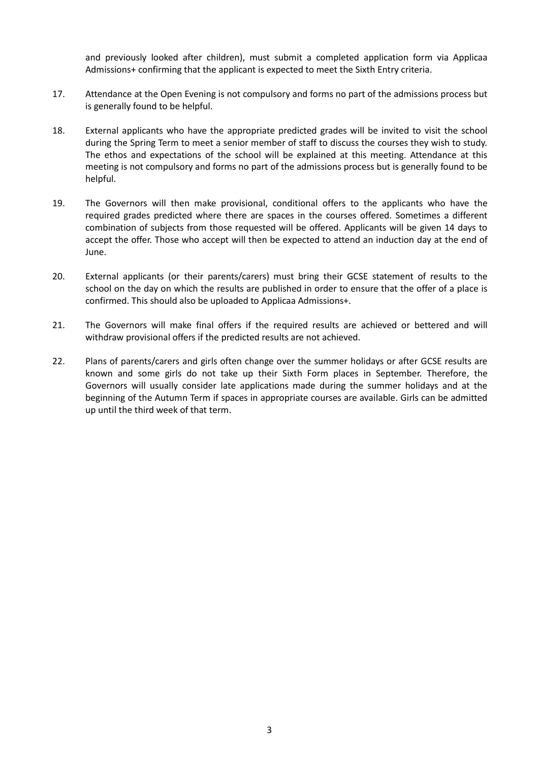and previously looked after children), must submit a completed application form via Applicaa Admissions+ confirming that the applicant is expected to meet the Sixth Entry criteria.

17. Attendance at the Open Evening is not compulsory and forms no part of the admissions process but is generally found to be helpful.

18. External applicants who have the appropriate predicted grades will be invited to visit the school during the Spring Term to meet a senior member of staff to discuss the courses they wish to study. The ethos and expectations of the school will be explained at this meeting. Attendance at this meeting is not compulsory and forms no part of the admissions process but is generally found to be helpful.

19. The Governors will then make provisional, conditional offers to the applicants who have the required grades predicted where there are spaces in the courses offered. Sometimes a different combination of subjects from those requested will be offered. Applicants will be given 14 days to accept the offer. Those who accept will then be expected to attend an induction day at the end of June.

20. External applicants (or their parents/carers) must bring their GCSE statement of results to the school on the day on which the results are published in order to ensure that the offer of a place is confirmed. This should also be uploaded to Applicaa Admissions+.

21. The Governors will make final offers if the required results are achieved or bettered and will withdraw provisional offers if the predicted results are not achieved.

22. Plans of parents/carers and girls often change over the summer holidays or after GCSE results are known and some girls do not take up their Sixth Form places in September. Therefore, the Governors will usually consider late applications made during the summer holidays and at the beginning of the Autumn Term if spaces in appropriate courses are available. Girls can be admitted up until the third week of that term.